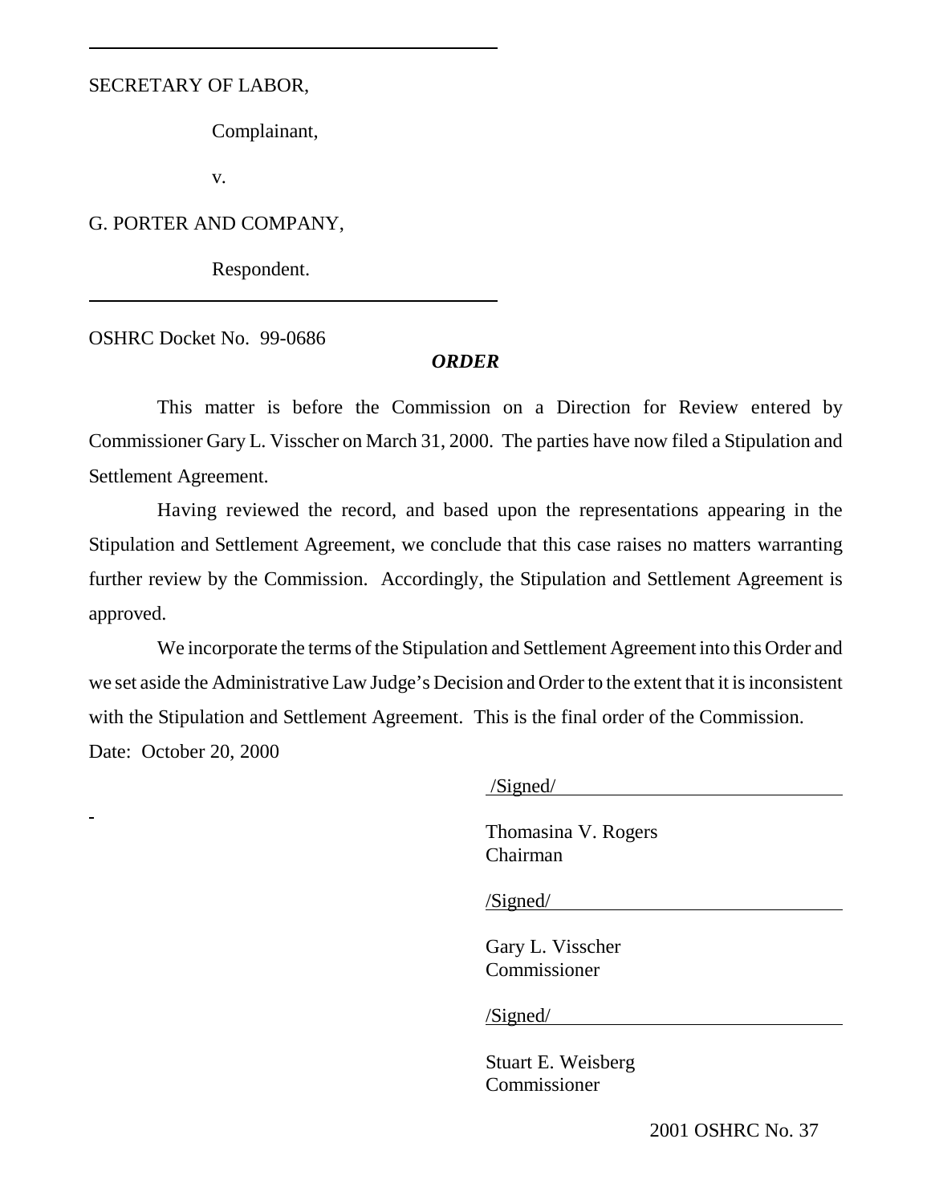SECRETARY OF LABOR,

Complainant,

v.

G. PORTER AND COMPANY,

Respondent.

OSHRC Docket No. 99-0686

***ORDER***

This matter is before the Commission on a Direction for Review entered by Commissioner Gary L. Visscher on March 31, 2000. The parties have now filed a Stipulation and Settlement Agreement.

Having reviewed the record, and based upon the representations appearing in the Stipulation and Settlement Agreement, we conclude that this case raises no matters warranting further review by the Commission. Accordingly, the Stipulation and Settlement Agreement is approved.

We incorporate the terms of the Stipulation and Settlement Agreement into this Order and we set aside the Administrative Law Judge's Decision and Order to the extent that it is inconsistent with the Stipulation and Settlement Agreement. This is the final order of the Commission.

Date: October 20, 2000

/Signed/

Thomasina V. Rogers
Chairman

/Signed/

Gary L. Visscher
Commissioner

/Signed/

Stuart E. Weisberg
Commissioner

2001 OSHRC No. 37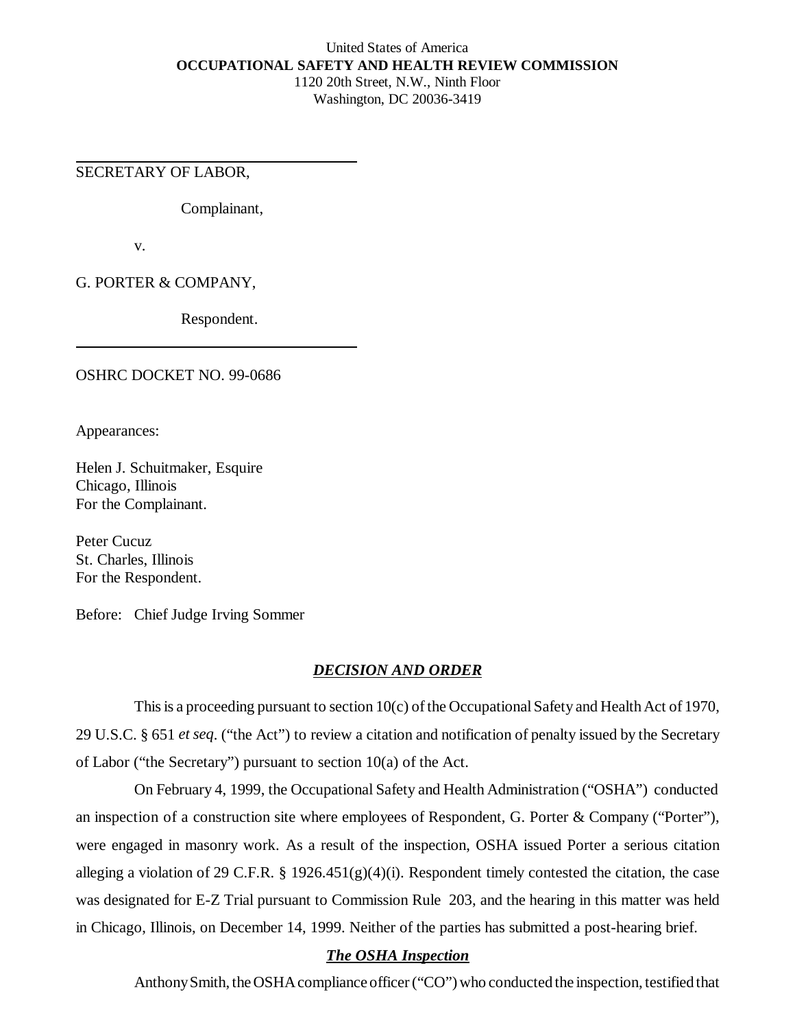United States of America
**OCCUPATIONAL SAFETY AND HEALTH REVIEW COMMISSION**
1120 20th Street, N.W., Ninth Floor
Washington, DC 20036-3419

SECRETARY OF LABOR,

Complainant,

v.

G. PORTER & COMPANY,

Respondent.

OSHRC DOCKET NO. 99-0686

Appearances:

Helen J. Schuitmaker, Esquire
Chicago, Illinois
For the Complainant.

Peter Cucuz
St. Charles, Illinois
For the Respondent.

Before: Chief Judge Irving Sommer

## ***DECISION AND ORDER***

This is a proceeding pursuant to section 10(c) of the Occupational Safety and Health Act of 1970, 29 U.S.C. § 651 *et seq*. ("the Act") to review a citation and notification of penalty issued by the Secretary of Labor ("the Secretary") pursuant to section 10(a) of the Act.

On February 4, 1999, the Occupational Safety and Health Administration ("OSHA") conducted an inspection of a construction site where employees of Respondent, G. Porter & Company ("Porter"), were engaged in masonry work. As a result of the inspection, OSHA issued Porter a serious citation alleging a violation of 29 C.F.R. § 1926.451(g)(4)(i). Respondent timely contested the citation, the case was designated for E-Z Trial pursuant to Commission Rule 203, and the hearing in this matter was held in Chicago, Illinois, on December 14, 1999. Neither of the parties has submitted a post-hearing brief.

## ***The OSHA Inspection***

Anthony Smith, the OSHA compliance officer ("CO") who conducted the inspection, testified that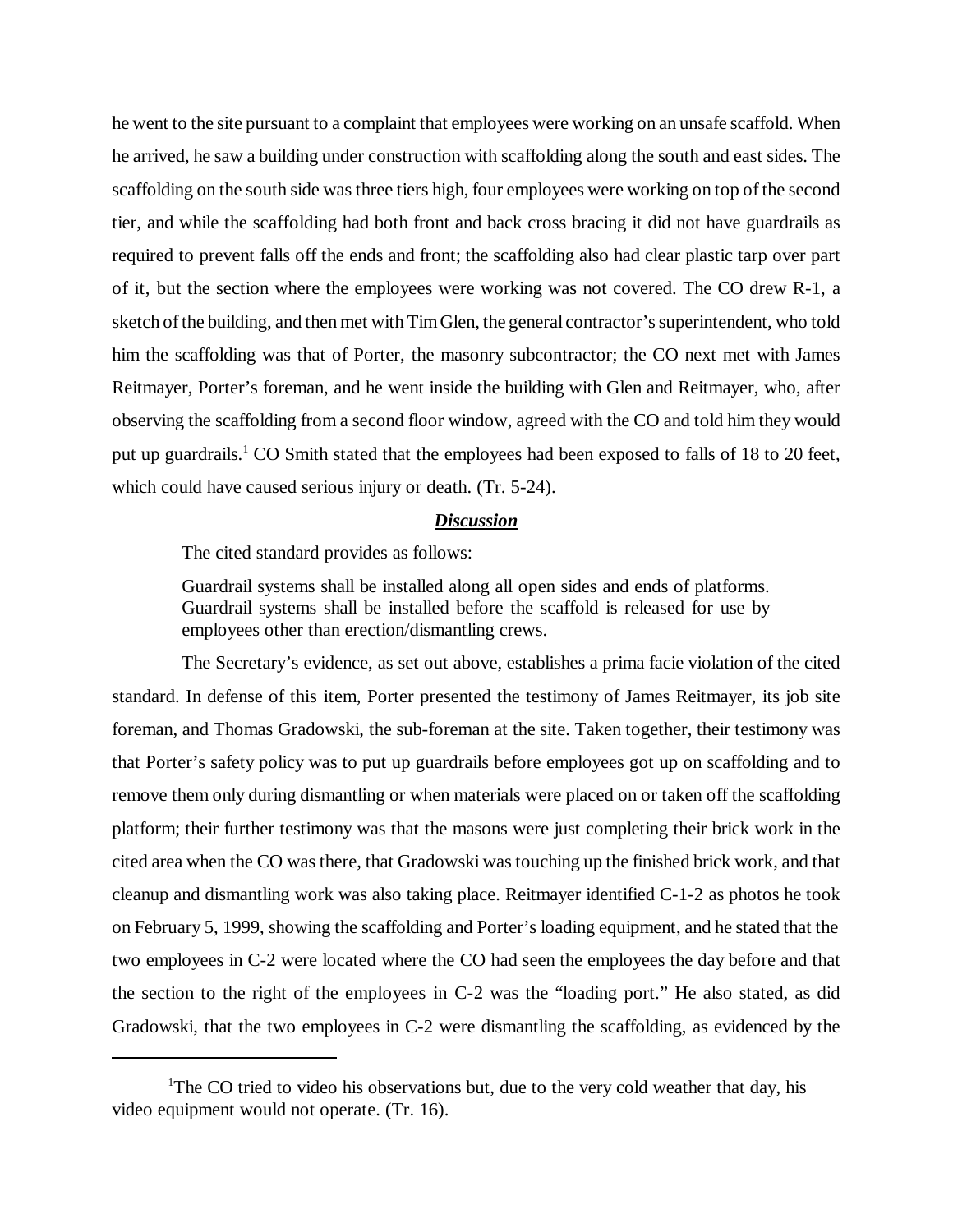he went to the site pursuant to a complaint that employees were working on an unsafe scaffold. When he arrived, he saw a building under construction with scaffolding along the south and east sides. The scaffolding on the south side was three tiers high, four employees were working on top of the second tier, and while the scaffolding had both front and back cross bracing it did not have guardrails as required to prevent falls off the ends and front; the scaffolding also had clear plastic tarp over part of it, but the section where the employees were working was not covered. The CO drew R-1, a sketch of the building, and then met with Tim Glen, the general contractor's superintendent, who told him the scaffolding was that of Porter, the masonry subcontractor; the CO next met with James Reitmayer, Porter's foreman, and he went inside the building with Glen and Reitmayer, who, after observing the scaffolding from a second floor window, agreed with the CO and told him they would put up guardrails.[1] CO Smith stated that the employees had been exposed to falls of 18 to 20 feet, which could have caused serious injury or death. (Tr. 5-24).

***Discussion***

The cited standard provides as follows:

> Guardrail systems shall be installed along all open sides and ends of platforms. Guardrail systems shall be installed before the scaffold is released for use by employees other than erection/dismantling crews.

The Secretary's evidence, as set out above, establishes a prima facie violation of the cited standard. In defense of this item, Porter presented the testimony of James Reitmayer, its job site foreman, and Thomas Gradowski, the sub-foreman at the site. Taken together, their testimony was that Porter's safety policy was to put up guardrails before employees got up on scaffolding and to remove them only during dismantling or when materials were placed on or taken off the scaffolding platform; their further testimony was that the masons were just completing their brick work in the cited area when the CO was there, that Gradowski was touching up the finished brick work, and that cleanup and dismantling work was also taking place. Reitmayer identified C-1-2 as photos he took on February 5, 1999, showing the scaffolding and Porter's loading equipment, and he stated that the two employees in C-2 were located where the CO had seen the employees the day before and that the section to the right of the employees in C-2 was the "loading port." He also stated, as did Gradowski, that the two employees in C-2 were dismantling the scaffolding, as evidenced by the

[1] The CO tried to video his observations but, due to the very cold weather that day, his video equipment would not operate. (Tr. 16).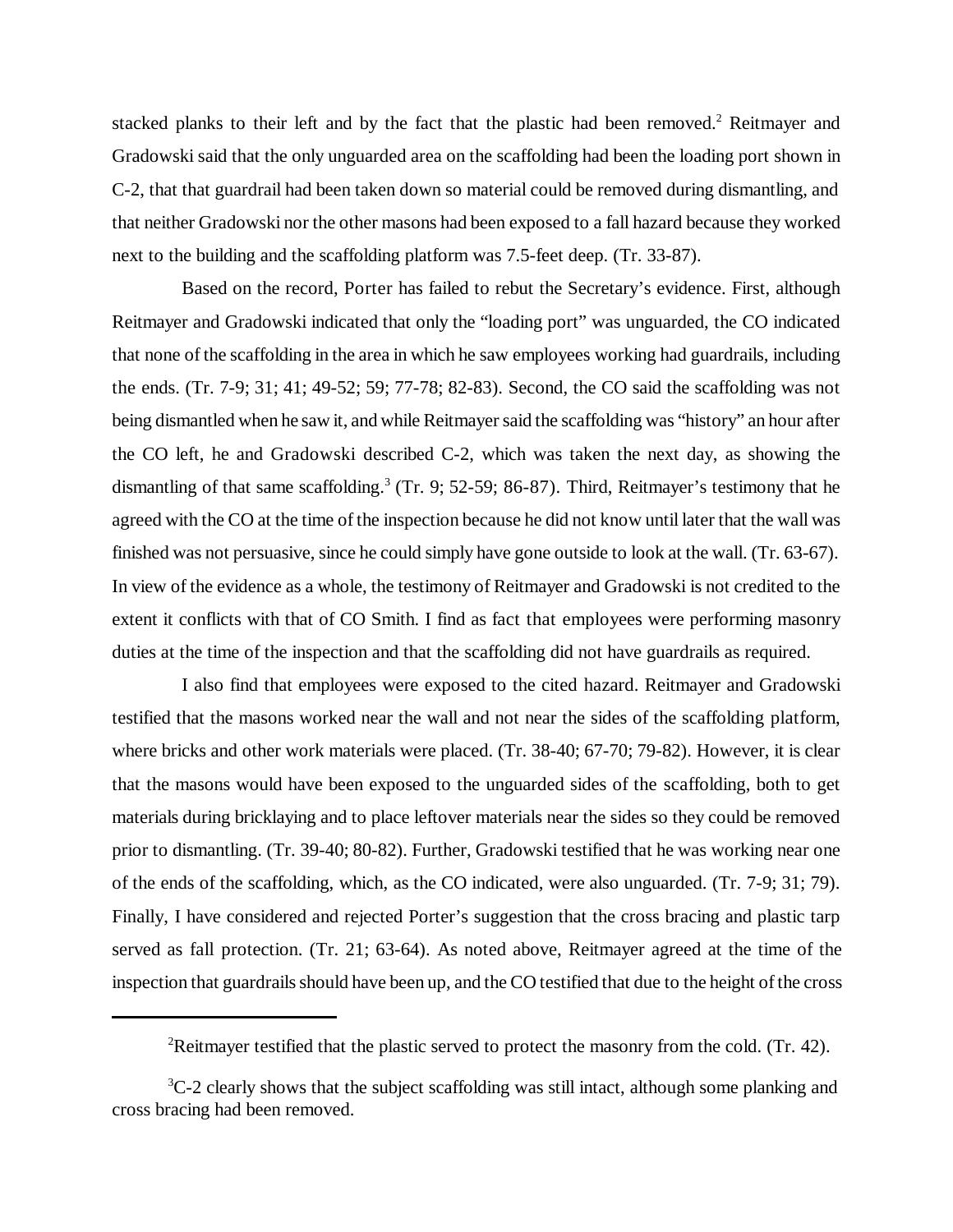stacked planks to their left and by the fact that the plastic had been removed.[2] Reitmayer and Gradowski said that the only unguarded area on the scaffolding had been the loading port shown in C-2, that that guardrail had been taken down so material could be removed during dismantling, and that neither Gradowski nor the other masons had been exposed to a fall hazard because they worked next to the building and the scaffolding platform was 7.5-feet deep. (Tr. 33-87).

Based on the record, Porter has failed to rebut the Secretary's evidence. First, although Reitmayer and Gradowski indicated that only the "loading port" was unguarded, the CO indicated that none of the scaffolding in the area in which he saw employees working had guardrails, including the ends. (Tr. 7-9; 31; 41; 49-52; 59; 77-78; 82-83). Second, the CO said the scaffolding was not being dismantled when he saw it, and while Reitmayer said the scaffolding was "history" an hour after the CO left, he and Gradowski described C-2, which was taken the next day, as showing the dismantling of that same scaffolding.[3] (Tr. 9; 52-59; 86-87). Third, Reitmayer's testimony that he agreed with the CO at the time of the inspection because he did not know until later that the wall was finished was not persuasive, since he could simply have gone outside to look at the wall. (Tr. 63-67). In view of the evidence as a whole, the testimony of Reitmayer and Gradowski is not credited to the extent it conflicts with that of CO Smith. I find as fact that employees were performing masonry duties at the time of the inspection and that the scaffolding did not have guardrails as required.

I also find that employees were exposed to the cited hazard. Reitmayer and Gradowski testified that the masons worked near the wall and not near the sides of the scaffolding platform, where bricks and other work materials were placed. (Tr. 38-40; 67-70; 79-82). However, it is clear that the masons would have been exposed to the unguarded sides of the scaffolding, both to get materials during bricklaying and to place leftover materials near the sides so they could be removed prior to dismantling. (Tr. 39-40; 80-82). Further, Gradowski testified that he was working near one of the ends of the scaffolding, which, as the CO indicated, were also unguarded. (Tr. 7-9; 31; 79). Finally, I have considered and rejected Porter's suggestion that the cross bracing and plastic tarp served as fall protection. (Tr. 21; 63-64). As noted above, Reitmayer agreed at the time of the inspection that guardrails should have been up, and the CO testified that due to the height of the cross

---

[2] Reitmayer testified that the plastic served to protect the masonry from the cold. (Tr. 42).

[3] C-2 clearly shows that the subject scaffolding was still intact, although some planking and cross bracing had been removed.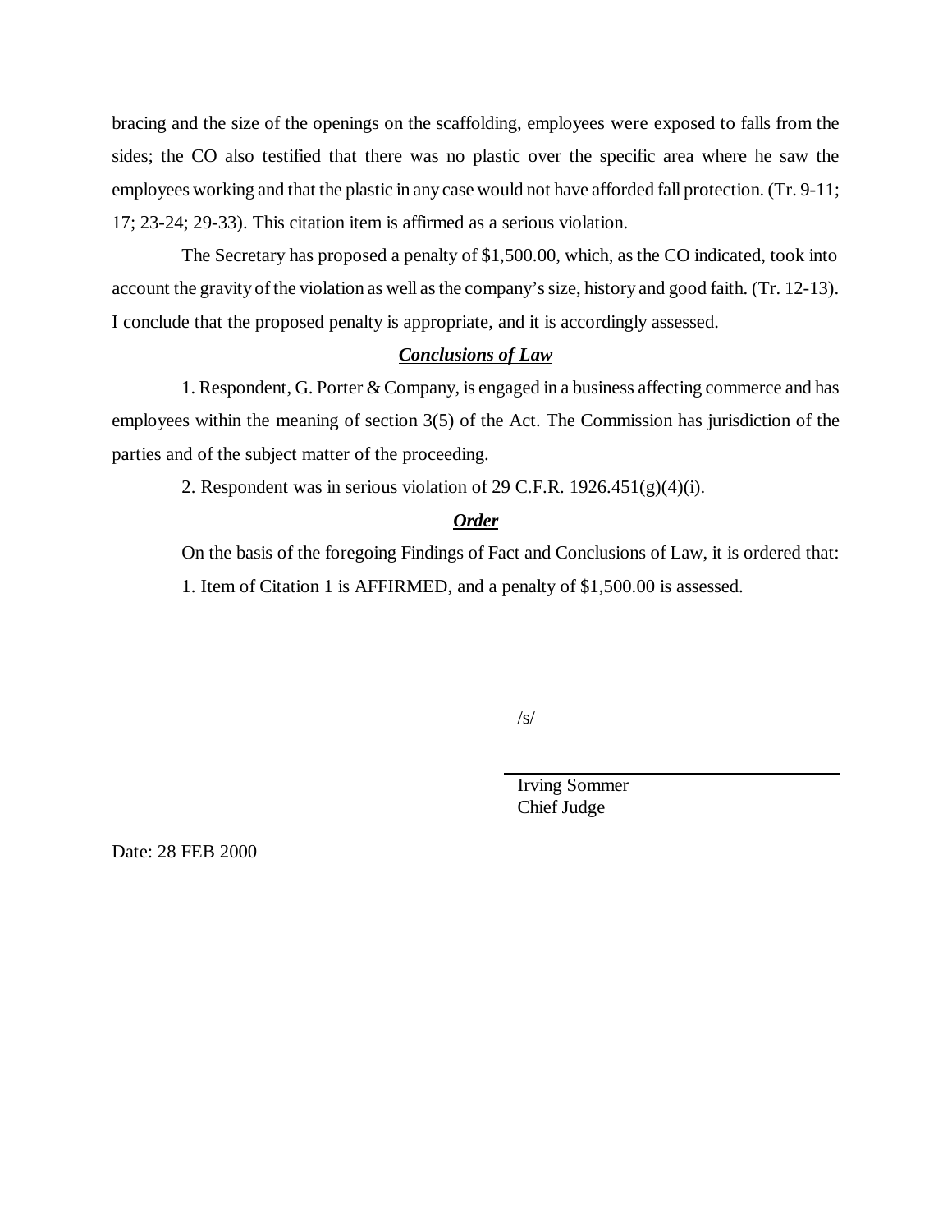bracing and the size of the openings on the scaffolding, employees were exposed to falls from the sides; the CO also testified that there was no plastic over the specific area where he saw the employees working and that the plastic in any case would not have afforded fall protection. (Tr. 9-11; 17; 23-24; 29-33). This citation item is affirmed as a serious violation.

The Secretary has proposed a penalty of $1,500.00, which, as the CO indicated, took into account the gravity of the violation as well as the company's size, history and good faith. (Tr. 12-13). I conclude that the proposed penalty is appropriate, and it is accordingly assessed.

## ***Conclusions of Law***

1. Respondent, G. Porter & Company, is engaged in a business affecting commerce and has employees within the meaning of section 3(5) of the Act. The Commission has jurisdiction of the parties and of the subject matter of the proceeding.

2. Respondent was in serious violation of 29 C.F.R. 1926.451(g)(4)(i).

## ***Order***

On the basis of the foregoing Findings of Fact and Conclusions of Law, it is ordered that:

1. Item of Citation 1 is AFFIRMED, and a penalty of $1,500.00 is assessed.

/s/

Irving Sommer
Chief Judge

Date: 28 FEB 2000